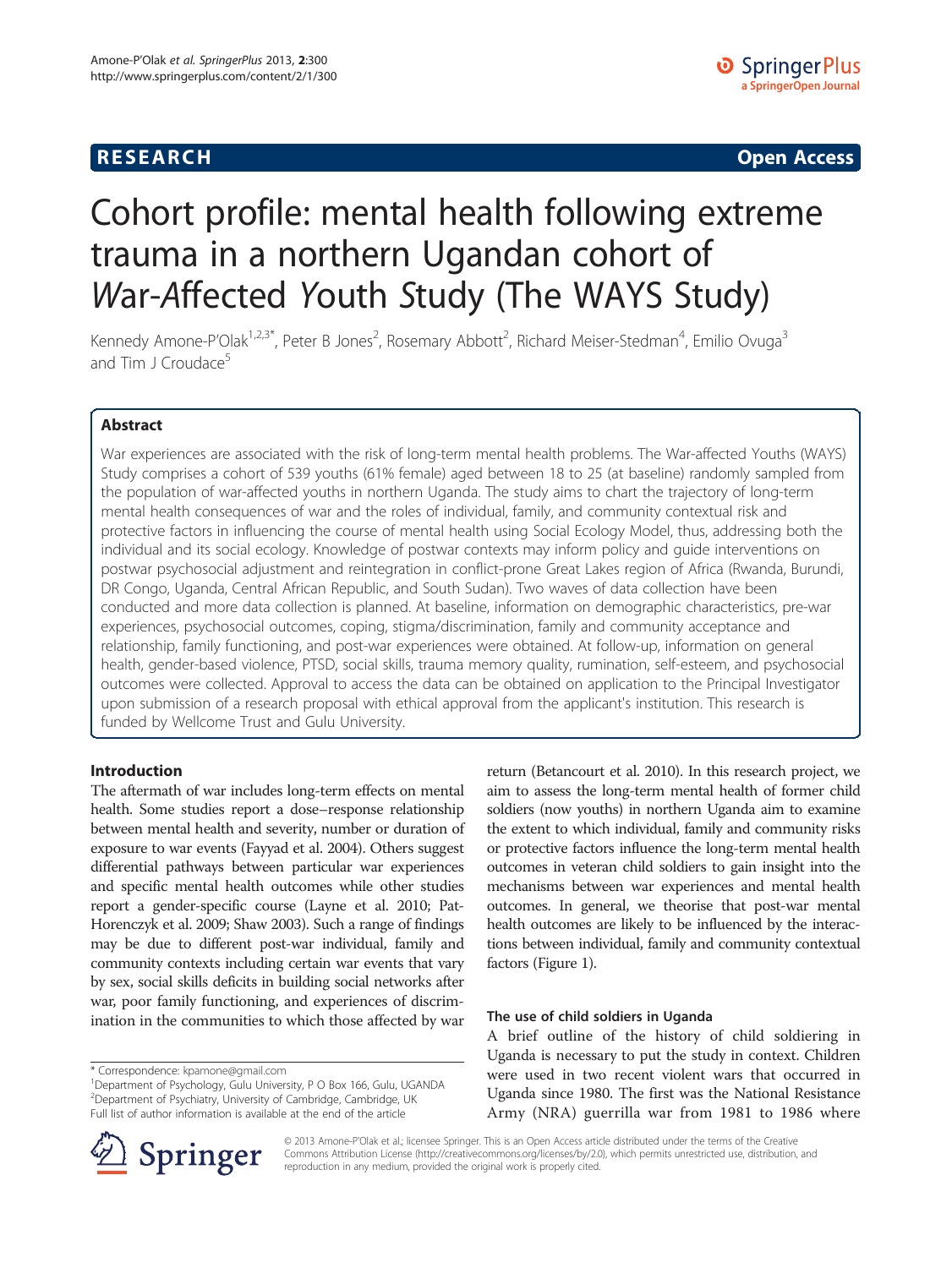**RESEARCH** **Open Access**

# Cohort profile: mental health following extreme trauma in a northern Ugandan cohort of *W*ar-*A*ffected *Y*outh *S*tudy (The WAYS Study)

Kennedy Amone-P'Olak[1,2,3*], Peter B Jones[2], Rosemary Abbott[2], Richard Meiser-Stedman[4], Emilio Ovuga[3] and Tim J Croudace[5]

## Abstract

War experiences are associated with the risk of long-term mental health problems. The War-affected Youths (WAYS) Study comprises a cohort of 539 youths (61% female) aged between 18 to 25 (at baseline) randomly sampled from the population of war-affected youths in northern Uganda. The study aims to chart the trajectory of long-term mental health consequences of war and the roles of individual, family, and community contextual risk and protective factors in influencing the course of mental health using Social Ecology Model, thus, addressing both the individual and its social ecology. Knowledge of postwar contexts may inform policy and guide interventions on postwar psychosocial adjustment and reintegration in conflict-prone Great Lakes region of Africa (Rwanda, Burundi, DR Congo, Uganda, Central African Republic, and South Sudan). Two waves of data collection have been conducted and more data collection is planned. At baseline, information on demographic characteristics, pre-war experiences, psychosocial outcomes, coping, stigma/discrimination, family and community acceptance and relationship, family functioning, and post-war experiences were obtained. At follow-up, information on general health, gender-based violence, PTSD, social skills, trauma memory quality, rumination, self-esteem, and psychosocial outcomes were collected. Approval to access the data can be obtained on application to the Principal Investigator upon submission of a research proposal with ethical approval from the applicant's institution. This research is funded by Wellcome Trust and Gulu University.

## Introduction

The aftermath of war includes long-term effects on mental health. Some studies report a dose–response relationship between mental health and severity, number or duration of exposure to war events (Fayyad et al. 2004). Others suggest differential pathways between particular war experiences and specific mental health outcomes while other studies report a gender-specific course (Layne et al. 2010; Pat-Horenczyk et al. 2009; Shaw 2003). Such a range of findings may be due to different post-war individual, family and community contexts including certain war events that vary by sex, social skills deficits in building social networks after war, poor family functioning, and experiences of discrimination in the communities to which those affected by war return (Betancourt et al. 2010). In this research project, we aim to assess the long-term mental health of former child soldiers (now youths) in northern Uganda aim to examine the extent to which individual, family and community risks or protective factors influence the long-term mental health outcomes in veteran child soldiers to gain insight into the mechanisms between war experiences and mental health outcomes. In general, we theorise that post-war mental health outcomes are likely to be influenced by the interactions between individual, family and community contextual factors (Figure 1).

### The use of child soldiers in Uganda

A brief outline of the history of child soldiering in Uganda is necessary to put the study in context. Children were used in two recent violent wars that occurred in Uganda since 1980. The first was the National Resistance Army (NRA) guerrilla war from 1981 to 1986 where

\* Correspondence: kpamone@gmail.com
[1]Department of Psychology, Gulu University, P O Box 166, Gulu, UGANDA
[2]Department of Psychiatry, University of Cambridge, Cambridge, UK
Full list of author information is available at the end of the article

© 2013 Amone-P'Olak et al.; licensee Springer. This is an Open Access article distributed under the terms of the Creative Commons Attribution License (http://creativecommons.org/licenses/by/2.0), which permits unrestricted use, distribution, and reproduction in any medium, provided the original work is properly cited.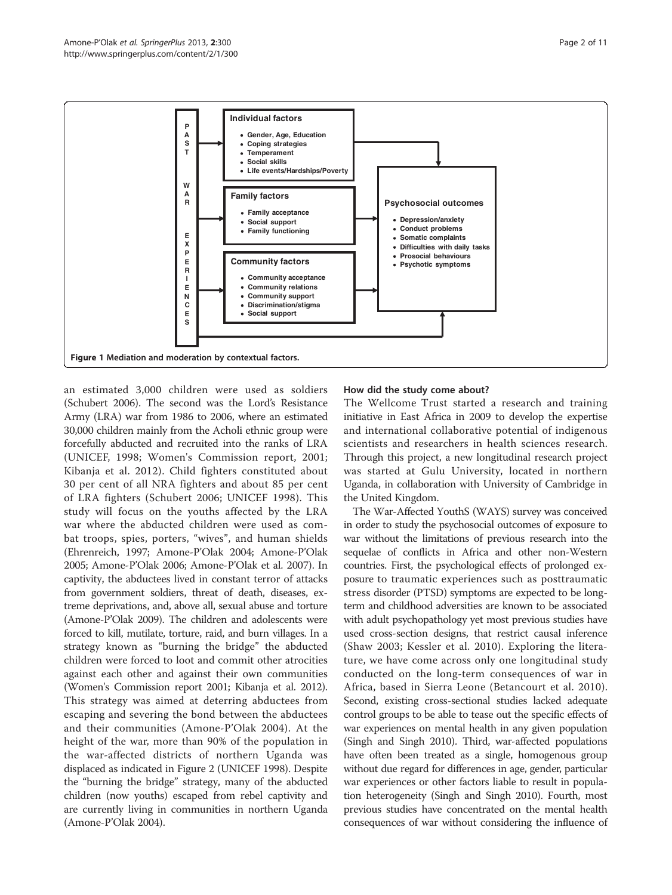Figure 1 Mediation and moderation by contextual factors.

an estimated 3,000 children were used as soldiers (Schubert 2006). The second was the Lord's Resistance Army (LRA) war from 1986 to 2006, where an estimated 30,000 children mainly from the Acholi ethnic group were forcefully abducted and recruited into the ranks of LRA (UNICEF, 1998; Women's Commission report, 2001; Kibanja et al. 2012). Child fighters constituted about 30 per cent of all NRA fighters and about 85 per cent of LRA fighters (Schubert 2006; UNICEF 1998). This study will focus on the youths affected by the LRA war where the abducted children were used as combat troops, spies, porters, "wives", and human shields (Ehrenreich, 1997; Amone-P'Olak 2004; Amone-P'Olak 2005; Amone-P'Olak 2006; Amone-P'Olak et al. 2007). In captivity, the abductees lived in constant terror of attacks from government soldiers, threat of death, diseases, extreme deprivations, and, above all, sexual abuse and torture (Amone-P'Olak 2009). The children and adolescents were forced to kill, mutilate, torture, raid, and burn villages. In a strategy known as "burning the bridge" the abducted children were forced to loot and commit other atrocities against each other and against their own communities (Women's Commission report 2001; Kibanja et al. 2012). This strategy was aimed at deterring abductees from escaping and severing the bond between the abductees and their communities (Amone-P'Olak 2004). At the height of the war, more than 90% of the population in the war-affected districts of northern Uganda was displaced as indicated in Figure 2 (UNICEF 1998). Despite the "burning the bridge" strategy, many of the abducted children (now youths) escaped from rebel captivity and are currently living in communities in northern Uganda (Amone-P'Olak 2004).

### How did the study come about?

The Wellcome Trust started a research and training initiative in East Africa in 2009 to develop the expertise and international collaborative potential of indigenous scientists and researchers in health sciences research. Through this project, a new longitudinal research project was started at Gulu University, located in northern Uganda, in collaboration with University of Cambridge in the United Kingdom.

The War-Affected YouthS (WAYS) survey was conceived in order to study the psychosocial outcomes of exposure to war without the limitations of previous research into the sequelae of conflicts in Africa and other non-Western countries. First, the psychological effects of prolonged exposure to traumatic experiences such as posttraumatic stress disorder (PTSD) symptoms are expected to be long-term and childhood adversities are known to be associated with adult psychopathology yet most previous studies have used cross-section designs, that restrict causal inference (Shaw 2003; Kessler et al. 2010). Exploring the literature, we have come across only one longitudinal study conducted on the long-term consequences of war in Africa, based in Sierra Leone (Betancourt et al. 2010). Second, existing cross-sectional studies lacked adequate control groups to be able to tease out the specific effects of war experiences on mental health in any given population (Singh and Singh 2010). Third, war-affected populations have often been treated as a single, homogenous group without due regard for differences in age, gender, particular war experiences or other factors liable to result in population heterogeneity (Singh and Singh 2010). Fourth, most previous studies have concentrated on the mental health consequences of war without considering the influence of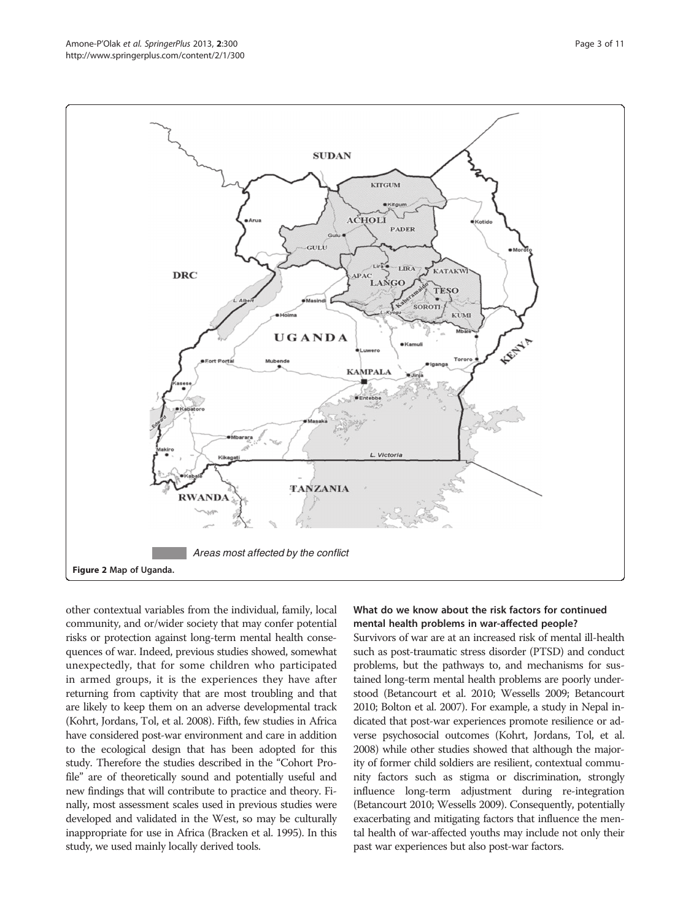Areas most affected by the conflict

Figure 2 Map of Uganda.

other contextual variables from the individual, family, local community, and or/wider society that may confer potential risks or protection against long-term mental health consequences of war. Indeed, previous studies showed, somewhat unexpectedly, that for some children who participated in armed groups, it is the experiences they have after returning from captivity that are most troubling and that are likely to keep them on an adverse developmental track (Kohrt, Jordans, Tol, et al. 2008). Fifth, few studies in Africa have considered post-war environment and care in addition to the ecological design that has been adopted for this study. Therefore the studies described in the "Cohort Profile" are of theoretically sound and potentially useful and new findings that will contribute to practice and theory. Finally, most assessment scales used in previous studies were developed and validated in the West, so may be culturally inappropriate for use in Africa (Bracken et al. 1995). In this study, we used mainly locally derived tools.

### What do we know about the risk factors for continued mental health problems in war-affected people?

Survivors of war are at an increased risk of mental ill-health such as post-traumatic stress disorder (PTSD) and conduct problems, but the pathways to, and mechanisms for sustained long-term mental health problems are poorly understood (Betancourt et al. 2010; Wessells 2009; Betancourt 2010; Bolton et al. 2007). For example, a study in Nepal indicated that post-war experiences promote resilience or adverse psychosocial outcomes (Kohrt, Jordans, Tol, et al. 2008) while other studies showed that although the majority of former child soldiers are resilient, contextual community factors such as stigma or discrimination, strongly influence long-term adjustment during re-integration (Betancourt 2010; Wessells 2009). Consequently, potentially exacerbating and mitigating factors that influence the mental health of war-affected youths may include not only their past war experiences but also post-war factors.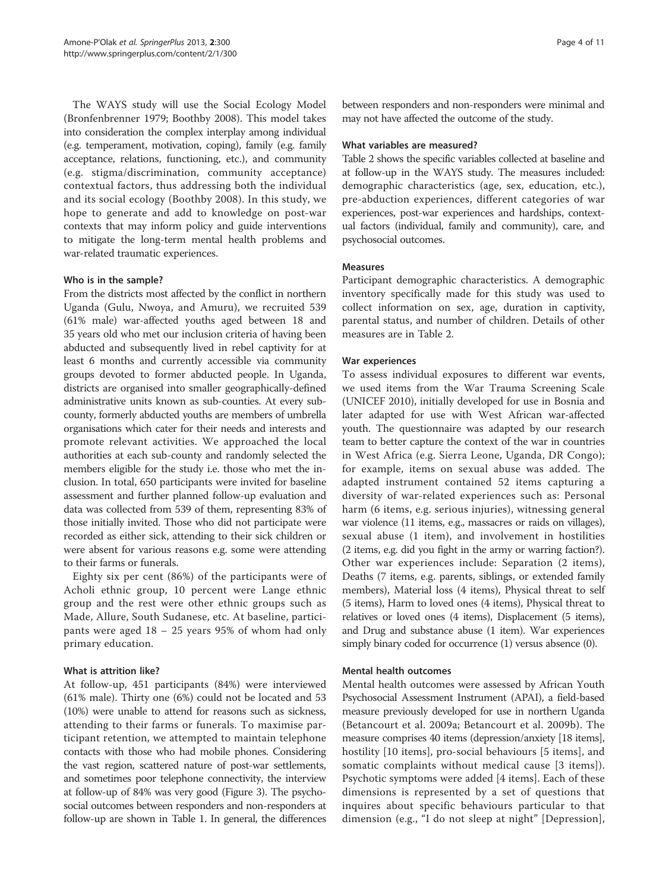The WAYS study will use the Social Ecology Model (Bronfenbrenner 1979; Boothby 2008). This model takes into consideration the complex interplay among individual (e.g. temperament, motivation, coping), family (e.g. family acceptance, relations, functioning, etc.), and community (e.g. stigma/discrimination, community acceptance) contextual factors, thus addressing both the individual and its social ecology (Boothby 2008). In this study, we hope to generate and add to knowledge on post-war contexts that may inform policy and guide interventions to mitigate the long-term mental health problems and war-related traumatic experiences.

### Who is in the sample?

From the districts most affected by the conflict in northern Uganda (Gulu, Nwoya, and Amuru), we recruited 539 (61% male) war-affected youths aged between 18 and 35 years old who met our inclusion criteria of having been abducted and subsequently lived in rebel captivity for at least 6 months and currently accessible via community groups devoted to former abducted people. In Uganda, districts are organised into smaller geographically-defined administrative units known as sub-counties. At every sub-county, formerly abducted youths are members of umbrella organisations which cater for their needs and interests and promote relevant activities. We approached the local authorities at each sub-county and randomly selected the members eligible for the study i.e. those who met the inclusion. In total, 650 participants were invited for baseline assessment and further planned follow-up evaluation and data was collected from 539 of them, representing 83% of those initially invited. Those who did not participate were recorded as either sick, attending to their sick children or were absent for various reasons e.g. some were attending to their farms or funerals.

Eighty six per cent (86%) of the participants were of Acholi ethnic group, 10 percent were Lange ethnic group and the rest were other ethnic groups such as Made, Allure, South Sudanese, etc. At baseline, participants were aged 18 – 25 years 95% of whom had only primary education.

### What is attrition like?

At follow-up, 451 participants (84%) were interviewed (61% male). Thirty one (6%) could not be located and 53 (10%) were unable to attend for reasons such as sickness, attending to their farms or funerals. To maximise participant retention, we attempted to maintain telephone contacts with those who had mobile phones. Considering the vast region, scattered nature of post-war settlements, and sometimes poor telephone connectivity, the interview at follow-up of 84% was very good (Figure 3). The psychosocial outcomes between responders and non-responders at follow-up are shown in Table 1. In general, the differences between responders and non-responders were minimal and may not have affected the outcome of the study.

### What variables are measured?

Table 2 shows the specific variables collected at baseline and at follow-up in the WAYS study. The measures included: demographic characteristics (age, sex, education, etc.), pre-abduction experiences, different categories of war experiences, post-war experiences and hardships, contextual factors (individual, family and community), care, and psychosocial outcomes.

### Measures

Participant demographic characteristics. A demographic inventory specifically made for this study was used to collect information on sex, age, duration in captivity, parental status, and number of children. Details of other measures are in Table 2.

### War experiences

To assess individual exposures to different war events, we used items from the War Trauma Screening Scale (UNICEF 2010), initially developed for use in Bosnia and later adapted for use with West African war-affected youth. The questionnaire was adapted by our research team to better capture the context of the war in countries in West Africa (e.g. Sierra Leone, Uganda, DR Congo); for example, items on sexual abuse was added. The adapted instrument contained 52 items capturing a diversity of war-related experiences such as: Personal harm (6 items, e.g. serious injuries), witnessing general war violence (11 items, e.g., massacres or raids on villages), sexual abuse (1 item), and involvement in hostilities (2 items, e.g. did you fight in the army or warring faction?). Other war experiences include: Separation (2 items), Deaths (7 items, e.g. parents, siblings, or extended family members), Material loss (4 items), Physical threat to self (5 items), Harm to loved ones (4 items), Physical threat to relatives or loved ones (4 items), Displacement (5 items), and Drug and substance abuse (1 item). War experiences simply binary coded for occurrence (1) versus absence (0).

### Mental health outcomes

Mental health outcomes were assessed by African Youth Psychosocial Assessment Instrument (APAI), a field-based measure previously developed for use in northern Uganda (Betancourt et al. 2009a; Betancourt et al. 2009b). The measure comprises 40 items (depression/anxiety [18 items], hostility [10 items], pro-social behaviours [5 items], and somatic complaints without medical cause [3 items]). Psychotic symptoms were added [4 items]. Each of these dimensions is represented by a set of questions that inquires about specific behaviours particular to that dimension (e.g., "I do not sleep at night" [Depression],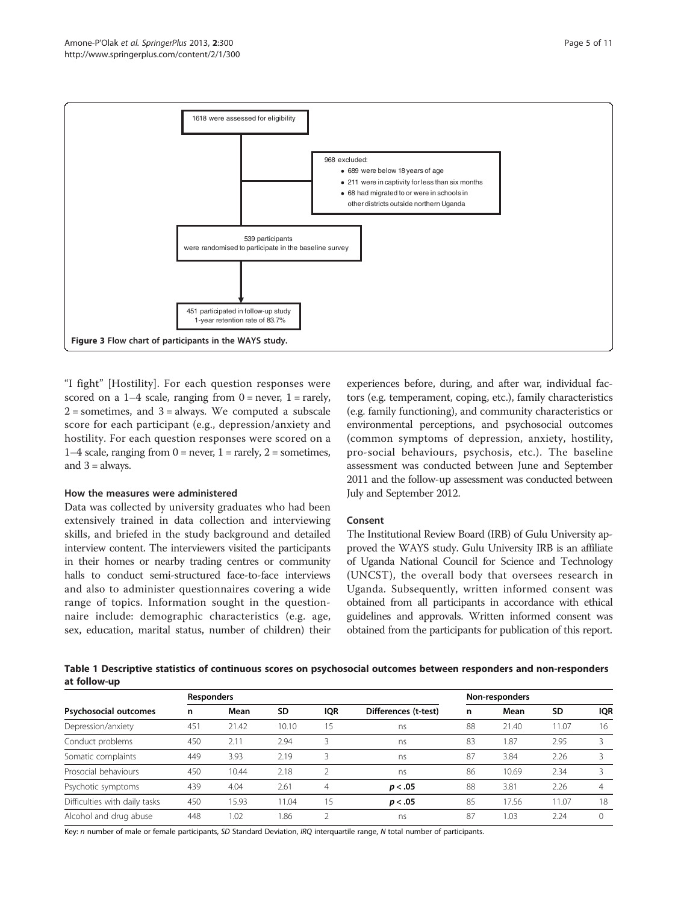1618 were assessed for eligibility

968 excluded:

- 689 were below 18 years of age
- 211 were in captivity for less than six months
- 68 had migrated to or were in schools in other districts outside northern Uganda

539 participants were randomised to participate in the baseline survey

451 participated in follow-up study 1-year retention rate of 83.7%

**Figure 3 Flow chart of participants in the WAYS study.**

"I fight" [Hostility]. For each question responses were scored on a 1–4 scale, ranging from 0 = never, 1 = rarely, 2 = sometimes, and 3 = always. We computed a subscale score for each participant (e.g., depression/anxiety and hostility. For each question responses were scored on a 1–4 scale, ranging from 0 = never, 1 = rarely, 2 = sometimes, and 3 = always.

### How the measures were administered

Data was collected by university graduates who had been extensively trained in data collection and interviewing skills, and briefed in the study background and detailed interview content. The interviewers visited the participants in their homes or nearby trading centres or community halls to conduct semi-structured face-to-face interviews and also to administer questionnaires covering a wide range of topics. Information sought in the questionnaire include: demographic characteristics (e.g. age, sex, education, marital status, number of children) their experiences before, during, and after war, individual factors (e.g. temperament, coping, etc.), family characteristics (e.g. family functioning), and community characteristics or environmental perceptions, and psychosocial outcomes (common symptoms of depression, anxiety, hostility, pro-social behaviours, psychosis, etc.). The baseline assessment was conducted between June and September 2011 and the follow-up assessment was conducted between July and September 2012.

### Consent

The Institutional Review Board (IRB) of Gulu University approved the WAYS study. Gulu University IRB is an affiliate of Uganda National Council for Science and Technology (UNCST), the overall body that oversees research in Uganda. Subsequently, written informed consent was obtained from all participants in accordance with ethical guidelines and approvals. Written informed consent was obtained from the participants for publication of this report.

**Table 1 Descriptive statistics of continuous scores on psychosocial outcomes between responders and non-responders at follow-up**

| | Responders | | | | | Non-responders | | | |
|---|---|---|---|---|---|---|---|---|---|
| **Psychosocial outcomes** | **n** | **Mean** | **SD** | **IQR** | **Differences (t-test)** | **n** | **Mean** | **SD** | **IQR** |
| Depression/anxiety | 451 | 21.42 | 10.10 | 15 | ns | 88 | 21.40 | 11.07 | 16 |
| Conduct problems | 450 | 2.11 | 2.94 | 3 | ns | 83 | 1.87 | 2.95 | 3 |
| Somatic complaints | 449 | 3.93 | 2.19 | 3 | ns | 87 | 3.84 | 2.26 | 3 |
| Prosocial behaviours | 450 | 10.44 | 2.18 | 2 | ns | 86 | 10.69 | 2.34 | 3 |
| Psychotic symptoms | 439 | 4.04 | 2.61 | 4 | $p < .05$ | 88 | 3.81 | 2.26 | 4 |
| Difficulties with daily tasks | 450 | 15.93 | 11.04 | 15 | $p < .05$ | 85 | 17.56 | 11.07 | 18 |
| Alcohol and drug abuse | 448 | 1.02 | 1.86 | 2 | ns | 87 | 1.03 | 2.24 | 0 |

Key: *n* number of male or female participants, *SD* Standard Deviation, *IRQ* interquartile range, *N* total number of participants.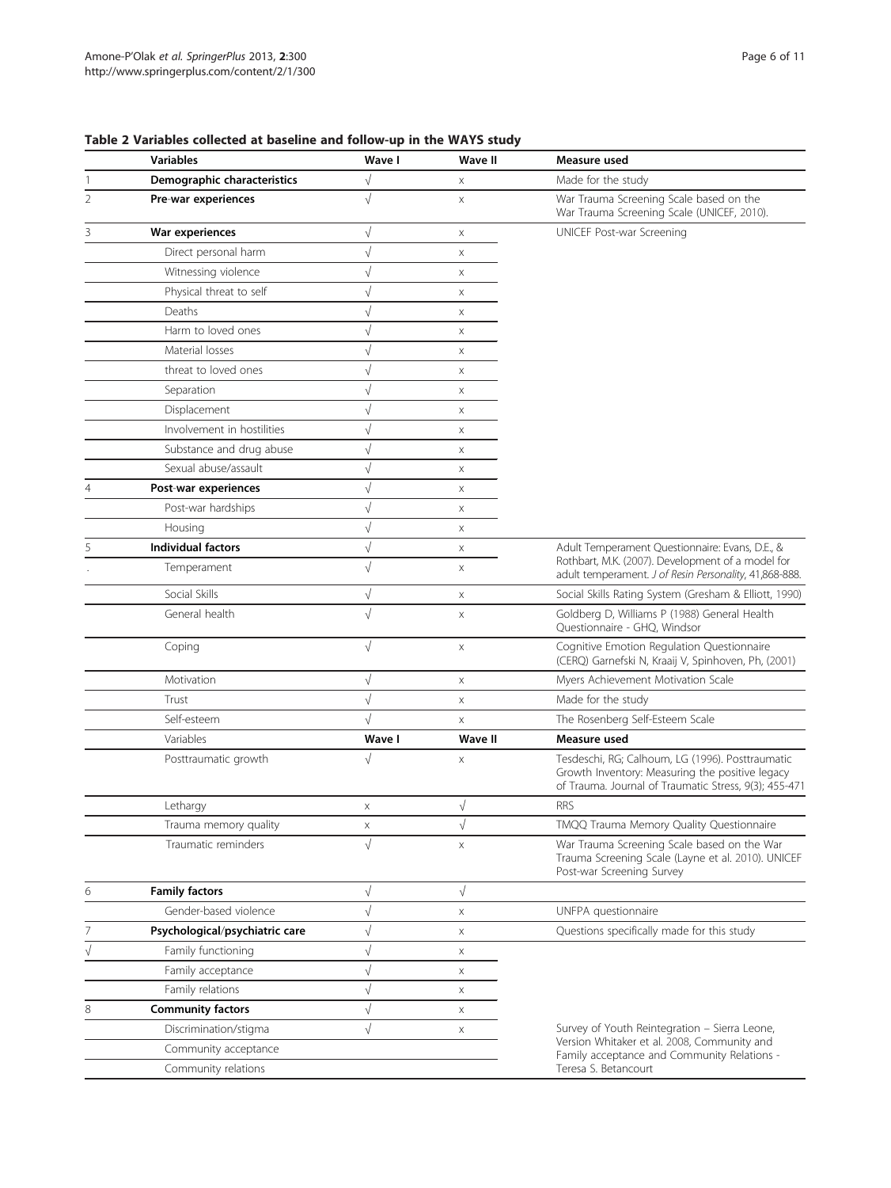**Table 2 Variables collected at baseline and follow-up in the WAYS study**

| | Variables | Wave I | Wave II | Measure used |
|---|---|---|---|---|
| 1 | **Demographic characteristics** | √ | x | Made for the study |
| 2 | **Pre-war experiences** | √ | x | War Trauma Screening Scale based on the War Trauma Screening Scale (UNICEF, 2010). |
| 3 | **War experiences** | √ | x | UNICEF Post-war Screening |
| | Direct personal harm | √ | x | |
| | Witnessing violence | √ | x | |
| | Physical threat to self | √ | x | |
| | Deaths | √ | x | |
| | Harm to loved ones | √ | x | |
| | Material losses | √ | x | |
| | threat to loved ones | √ | x | |
| | Separation | √ | x | |
| | Displacement | √ | x | |
| | Involvement in hostilities | √ | x | |
| | Substance and drug abuse | √ | x | |
| | Sexual abuse/assault | √ | x | |
| 4 | **Post-war experiences** | √ | x | |
| | Post-war hardships | √ | x | |
| | Housing | √ | x | |
| 5 | **Individual factors** | √ | x | Adult Temperament Questionnaire: Evans, D.E., & Rothbart, M.K. (2007). Development of a model for adult temperament. *J of Resin Personality*, 41,868-888. |
| . | Temperament | √ | x | |
| | Social Skills | √ | x | Social Skills Rating System (Gresham & Elliott, 1990) |
| | General health | √ | x | Goldberg D, Williams P (1988) General Health Questionnaire - GHQ, Windsor |
| | Coping | √ | x | Cognitive Emotion Regulation Questionnaire (CERQ) Garnefski N, Kraaij V, Spinhoven, Ph, (2001) |
| | Motivation | √ | x | Myers Achievement Motivation Scale |
| | Trust | √ | x | Made for the study |
| | Self-esteem | √ | x | The Rosenberg Self-Esteem Scale |
| | Variables | **Wave I** | **Wave II** | **Measure used** |
| | Posttraumatic growth | √ | x | Tesdeschi, RG; Calhoum, LG (1996). Posttraumatic Growth Inventory: Measuring the positive legacy of Trauma. Journal of Traumatic Stress, 9(3); 455-471 |
| | Lethargy | x | √ | RRS |
| | Trauma memory quality | x | √ | TMQQ Trauma Memory Quality Questionnaire |
| | Traumatic reminders | √ | x | War Trauma Screening Scale based on the War Trauma Screening Scale (Layne et al. 2010). UNICEF Post-war Screening Survey |
| 6 | **Family factors** | √ | √ | |
| | Gender-based violence | √ | x | UNFPA questionnaire |
| 7 | **Psychological/psychiatric care** | √ | x | Questions specifically made for this study |
| √ | Family functioning | √ | x | |
| | Family acceptance | √ | x | |
| | Family relations | √ | x | |
| 8 | **Community factors** | √ | x | |
| | Discrimination/stigma | √ | x | Survey of Youth Reintegration – Sierra Leone, Version Whitaker et al. 2008, Community and Family acceptance and Community Relations - Teresa S. Betancourt |
| | Community acceptance | | | |
| | Community relations | | | |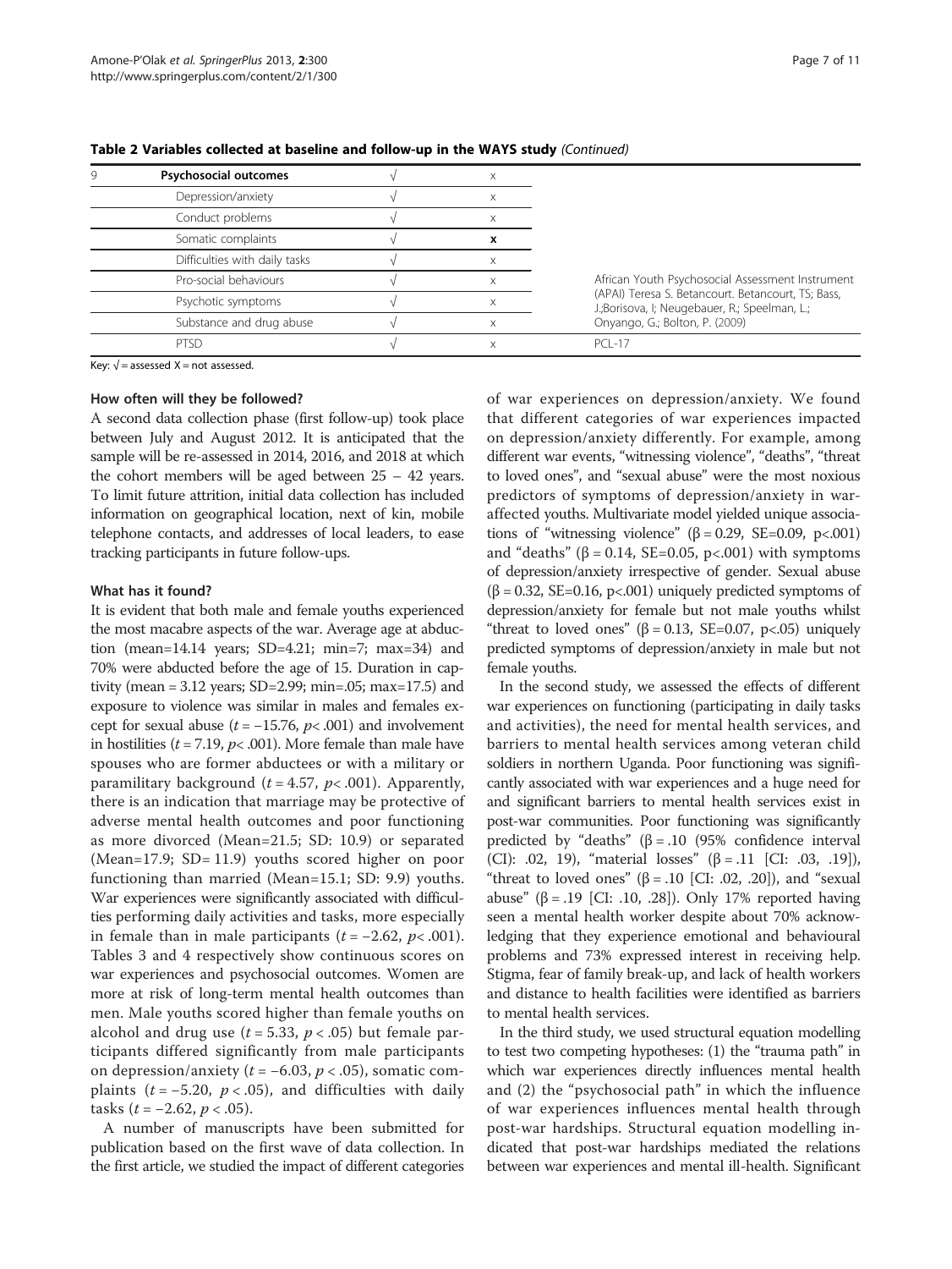**Table 2 Variables collected at baseline and follow-up in the WAYS study** *(Continued)*

| 9 | Psychosocial outcomes | √ | x | |
|---|---|---|---|---|
| | Depression/anxiety | √ | x | |
| | Conduct problems | √ | x | |
| | Somatic complaints | √ | **x** | |
| | Difficulties with daily tasks | √ | x | |
| | Pro-social behaviours | √ | x | African Youth Psychosocial Assessment Instrument (APAI) Teresa S. Betancourt. Betancourt, TS; Bass, J.;Borisova, I; Neugebauer, R.; Speelman, L.; Onyango, G.; Bolton, P. (2009) |
| | Psychotic symptoms | √ | x | |
| | Substance and drug abuse | √ | x | |
| | PTSD | √ | x | PCL-17 |

Key: √ = assessed X = not assessed.

### How often will they be followed?

A second data collection phase (first follow-up) took place between July and August 2012. It is anticipated that the sample will be re-assessed in 2014, 2016, and 2018 at which the cohort members will be aged between 25 – 42 years. To limit future attrition, initial data collection has included information on geographical location, next of kin, mobile telephone contacts, and addresses of local leaders, to ease tracking participants in future follow-ups.

### What has it found?

It is evident that both male and female youths experienced the most macabre aspects of the war. Average age at abduction (mean=14.14 years; SD=4.21; min=7; max=34) and 70% were abducted before the age of 15. Duration in captivity (mean = 3.12 years; SD=2.99; min=.05; max=17.5) and exposure to violence was similar in males and females except for sexual abuse ($t = -15.76$, $p < .001$) and involvement in hostilities ($t = 7.19$, $p < .001$). More female than male have spouses who are former abductees or with a military or paramilitary background ($t = 4.57$, $p < .001$). Apparently, there is an indication that marriage may be protective of adverse mental health outcomes and poor functioning as more divorced (Mean=21.5; SD: 10.9) or separated (Mean=17.9; SD= 11.9) youths scored higher on poor functioning than married (Mean=15.1; SD: 9.9) youths. War experiences were significantly associated with difficulties performing daily activities and tasks, more especially in female than in male participants ($t = -2.62$, $p < .001$). Tables 3 and 4 respectively show continuous scores on war experiences and psychosocial outcomes. Women are more at risk of long-term mental health outcomes than men. Male youths scored higher than female youths on alcohol and drug use ($t = 5.33$, $p < .05$) but female participants differed significantly from male participants on depression/anxiety ($t = -6.03$, $p < .05$), somatic complaints ($t = -5.20$, $p < .05$), and difficulties with daily tasks ($t = -2.62$, $p < .05$).

A number of manuscripts have been submitted for publication based on the first wave of data collection. In the first article, we studied the impact of different categories of war experiences on depression/anxiety. We found that different categories of war experiences impacted on depression/anxiety differently. For example, among different war events, "witnessing violence", "deaths", "threat to loved ones", and "sexual abuse" were the most noxious predictors of symptoms of depression/anxiety in war-affected youths. Multivariate model yielded unique associations of "witnessing violence" ($\beta = 0.29$, SE=0.09, $p < .001$) and "deaths" ($\beta = 0.14$, SE=0.05, $p < .001$) with symptoms of depression/anxiety irrespective of gender. Sexual abuse ($\beta = 0.32$, SE=0.16, $p < .001$) uniquely predicted symptoms of depression/anxiety for female but not male youths whilst "threat to loved ones" ($\beta = 0.13$, SE=0.07, $p < .05$) uniquely predicted symptoms of depression/anxiety in male but not female youths.

In the second study, we assessed the effects of different war experiences on functioning (participating in daily tasks and activities), the need for mental health services, and barriers to mental health services among veteran child soldiers in northern Uganda. Poor functioning was significantly associated with war experiences and a huge need for and significant barriers to mental health services exist in post-war communities. Poor functioning was significantly predicted by "deaths" ($\beta = .10$ (95% confidence interval (CI): .02, 19), "material losses" ($\beta = .11$ [CI: .03, .19]), "threat to loved ones" ($\beta = .10$ [CI: .02, .20]), and "sexual abuse" ($\beta = .19$ [CI: .10, .28]). Only 17% reported having seen a mental health worker despite about 70% acknowledging that they experience emotional and behavioural problems and 73% expressed interest in receiving help. Stigma, fear of family break-up, and lack of health workers and distance to health facilities were identified as barriers to mental health services.

In the third study, we used structural equation modelling to test two competing hypotheses: (1) the "trauma path" in which war experiences directly influences mental health and (2) the "psychosocial path" in which the influence of war experiences influences mental health through post-war hardships. Structural equation modelling indicated that post-war hardships mediated the relations between war experiences and mental ill-health. Significant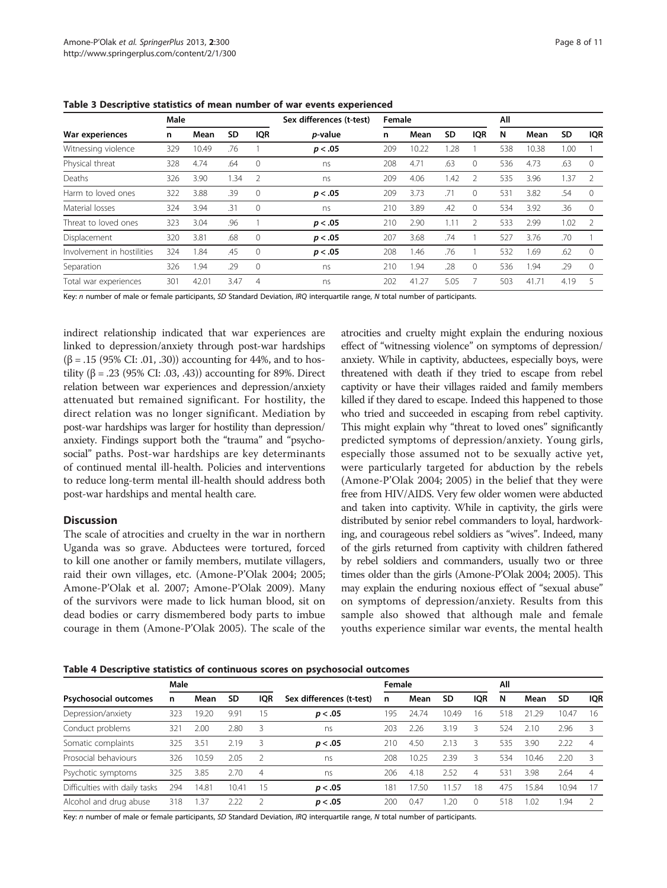**Table 3 Descriptive statistics of mean number of war events experienced**

| | Male | | | | Sex differences (t-test) | Female | | | | All | | | |
|---|---|---|---|---|---|---|---|---|---|---|---|---|---|
| War experiences | n | Mean | SD | IQR | *p*-value | n | Mean | SD | IQR | N | Mean | SD | IQR |
| Witnessing violence | 329 | 10.49 | .76 | 1 | ***p* < .05** | 209 | 10.22 | 1.28 | 1 | 538 | 10.38 | 1.00 | 1 |
| Physical threat | 328 | 4.74 | .64 | 0 | ns | 208 | 4.71 | .63 | 0 | 536 | 4.73 | .63 | 0 |
| Deaths | 326 | 3.90 | 1.34 | 2 | ns | 209 | 4.06 | 1.42 | 2 | 535 | 3.96 | 1.37 | 2 |
| Harm to loved ones | 322 | 3.88 | .39 | 0 | ***p* < .05** | 209 | 3.73 | .71 | 0 | 531 | 3.82 | .54 | 0 |
| Material losses | 324 | 3.94 | .31 | 0 | ns | 210 | 3.89 | .42 | 0 | 534 | 3.92 | .36 | 0 |
| Threat to loved ones | 323 | 3.04 | .96 | 1 | ***p* < .05** | 210 | 2.90 | 1.11 | 2 | 533 | 2.99 | 1.02 | 2 |
| Displacement | 320 | 3.81 | .68 | 0 | ***p* < .05** | 207 | 3.68 | .74 | 1 | 527 | 3.76 | .70 | 1 |
| Involvement in hostilities | 324 | 1.84 | .45 | 0 | ***p* < .05** | 208 | 1.46 | .76 | 1 | 532 | 1.69 | .62 | 0 |
| Separation | 326 | 1.94 | .29 | 0 | ns | 210 | 1.94 | .28 | 0 | 536 | 1.94 | .29 | 0 |
| Total war experiences | 301 | 42.01 | 3.47 | 4 | ns | 202 | 41.27 | 5.05 | 7 | 503 | 41.71 | 4.19 | 5 |

Key: *n* number of male or female participants, *SD* Standard Deviation, *IRQ* interquartile range, *N* total number of participants.

indirect relationship indicated that war experiences are linked to depression/anxiety through post-war hardships (β = .15 (95% CI: .01, .30)) accounting for 44%, and to hostility (β = .23 (95% CI: .03, .43)) accounting for 89%. Direct relation between war experiences and depression/anxiety attenuated but remained significant. For hostility, the direct relation was no longer significant. Mediation by post-war hardships was larger for hostility than depression/anxiety. Findings support both the "trauma" and "psychosocial" paths. Post-war hardships are key determinants of continued mental ill-health. Policies and interventions to reduce long-term mental ill-health should address both post-war hardships and mental health care.

## Discussion

The scale of atrocities and cruelty in the war in northern Uganda was so grave. Abductees were tortured, forced to kill one another or family members, mutilate villagers, raid their own villages, etc. (Amone-P'Olak 2004; 2005; Amone-P'Olak et al. 2007; Amone-P'Olak 2009). Many of the survivors were made to lick human blood, sit on dead bodies or carry dismembered body parts to imbue courage in them (Amone-P'Olak 2005). The scale of the atrocities and cruelty might explain the enduring noxious effect of "witnessing violence" on symptoms of depression/anxiety. While in captivity, abductees, especially boys, were threatened with death if they tried to escape from rebel captivity or have their villages raided and family members killed if they dared to escape. Indeed this happened to those who tried and succeeded in escaping from rebel captivity. This might explain why "threat to loved ones" significantly predicted symptoms of depression/anxiety. Young girls, especially those assumed not to be sexually active yet, were particularly targeted for abduction by the rebels (Amone-P'Olak 2004; 2005) in the belief that they were free from HIV/AIDS. Very few older women were abducted and taken into captivity. While in captivity, the girls were distributed by senior rebel commanders to loyal, hardworking, and courageous rebel soldiers as "wives". Indeed, many of the girls returned from captivity with children fathered by rebel soldiers and commanders, usually two or three times older than the girls (Amone-P'Olak 2004; 2005). This may explain the enduring noxious effect of "sexual abuse" on symptoms of depression/anxiety. Results from this sample also showed that although male and female youths experience similar war events, the mental health

**Table 4 Descriptive statistics of continuous scores on psychosocial outcomes**

| | Male | | | | | Female | | | | All | | | |
|---|---|---|---|---|---|---|---|---|---|---|---|---|---|
| Psychosocial outcomes | n | Mean | SD | IQR | Sex differences (t-test) | n | Mean | SD | IQR | N | Mean | SD | IQR |
| Depression/anxiety | 323 | 19.20 | 9.91 | 15 | ***p* < .05** | 195 | 24.74 | 10.49 | 16 | 518 | 21.29 | 10.47 | 16 |
| Conduct problems | 321 | 2.00 | 2.80 | 3 | ns | 203 | 2.26 | 3.19 | 3 | 524 | 2.10 | 2.96 | 3 |
| Somatic complaints | 325 | 3.51 | 2.19 | 3 | ***p* < .05** | 210 | 4.50 | 2.13 | 3 | 535 | 3.90 | 2.22 | 4 |
| Prosocial behaviours | 326 | 10.59 | 2.05 | 2 | ns | 208 | 10.25 | 2.39 | 3 | 534 | 10.46 | 2.20 | 3 |
| Psychotic symptoms | 325 | 3.85 | 2.70 | 4 | ns | 206 | 4.18 | 2.52 | 4 | 531 | 3.98 | 2.64 | 4 |
| Difficulties with daily tasks | 294 | 14.81 | 10.41 | 15 | ***p* < .05** | 181 | 17.50 | 11.57 | 18 | 475 | 15.84 | 10.94 | 17 |
| Alcohol and drug abuse | 318 | 1.37 | 2.22 | 2 | ***p* < .05** | 200 | 0.47 | 1.20 | 0 | 518 | 1.02 | 1.94 | 2 |

Key: *n* number of male or female participants, *SD* Standard Deviation, *IRQ* interquartile range, *N* total number of participants.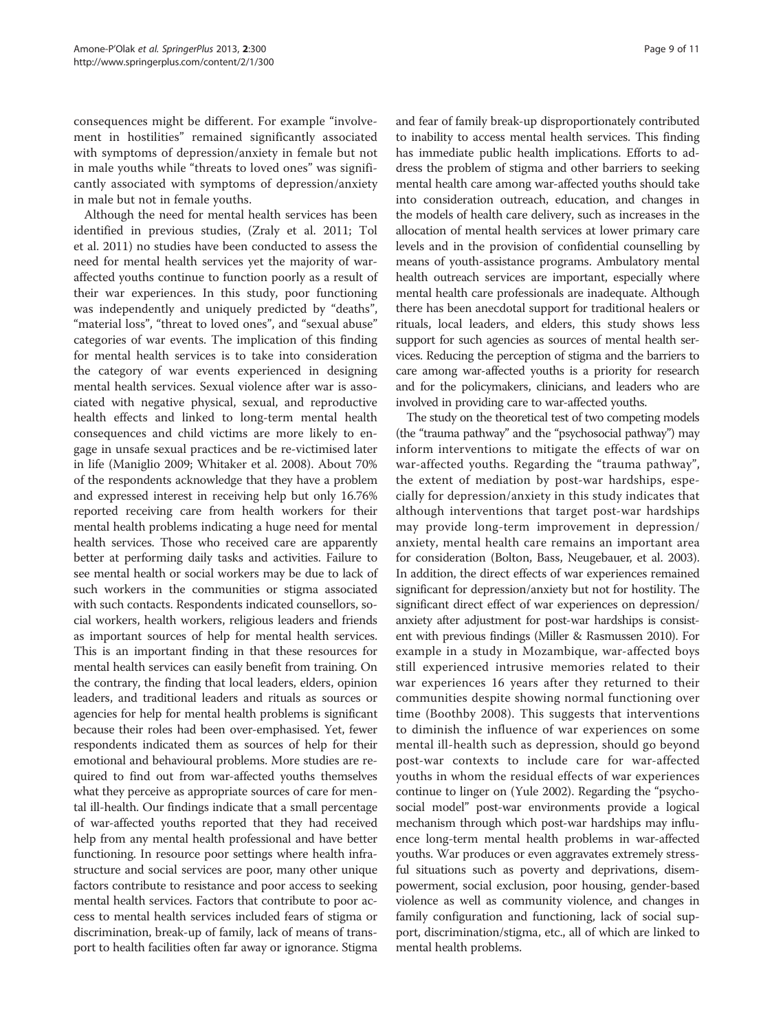consequences might be different. For example "involvement in hostilities" remained significantly associated with symptoms of depression/anxiety in female but not in male youths while "threats to loved ones" was significantly associated with symptoms of depression/anxiety in male but not in female youths.

Although the need for mental health services has been identified in previous studies, (Zraly et al. 2011; Tol et al. 2011) no studies have been conducted to assess the need for mental health services yet the majority of war-affected youths continue to function poorly as a result of their war experiences. In this study, poor functioning was independently and uniquely predicted by "deaths", "material loss", "threat to loved ones", and "sexual abuse" categories of war events. The implication of this finding for mental health services is to take into consideration the category of war events experienced in designing mental health services. Sexual violence after war is associated with negative physical, sexual, and reproductive health effects and linked to long-term mental health consequences and child victims are more likely to engage in unsafe sexual practices and be re-victimised later in life (Maniglio 2009; Whitaker et al. 2008). About 70% of the respondents acknowledge that they have a problem and expressed interest in receiving help but only 16.76% reported receiving care from health workers for their mental health problems indicating a huge need for mental health services. Those who received care are apparently better at performing daily tasks and activities. Failure to see mental health or social workers may be due to lack of such workers in the communities or stigma associated with such contacts. Respondents indicated counsellors, social workers, health workers, religious leaders and friends as important sources of help for mental health services. This is an important finding in that these resources for mental health services can easily benefit from training. On the contrary, the finding that local leaders, elders, opinion leaders, and traditional leaders and rituals as sources or agencies for help for mental health problems is significant because their roles had been over-emphasised. Yet, fewer respondents indicated them as sources of help for their emotional and behavioural problems. More studies are required to find out from war-affected youths themselves what they perceive as appropriate sources of care for mental ill-health. Our findings indicate that a small percentage of war-affected youths reported that they had received help from any mental health professional and have better functioning. In resource poor settings where health infrastructure and social services are poor, many other unique factors contribute to resistance and poor access to seeking mental health services. Factors that contribute to poor access to mental health services included fears of stigma or discrimination, break-up of family, lack of means of transport to health facilities often far away or ignorance. Stigma and fear of family break-up disproportionately contributed to inability to access mental health services. This finding has immediate public health implications. Efforts to address the problem of stigma and other barriers to seeking mental health care among war-affected youths should take into consideration outreach, education, and changes in the models of health care delivery, such as increases in the allocation of mental health services at lower primary care levels and in the provision of confidential counselling by means of youth-assistance programs. Ambulatory mental health outreach services are important, especially where mental health care professionals are inadequate. Although there has been anecdotal support for traditional healers or rituals, local leaders, and elders, this study shows less support for such agencies as sources of mental health services. Reducing the perception of stigma and the barriers to care among war-affected youths is a priority for research and for the policymakers, clinicians, and leaders who are involved in providing care to war-affected youths.

The study on the theoretical test of two competing models (the "trauma pathway" and the "psychosocial pathway") may inform interventions to mitigate the effects of war on war-affected youths. Regarding the "trauma pathway", the extent of mediation by post-war hardships, especially for depression/anxiety in this study indicates that although interventions that target post-war hardships may provide long-term improvement in depression/anxiety, mental health care remains an important area for consideration (Bolton, Bass, Neugebauer, et al. 2003). In addition, the direct effects of war experiences remained significant for depression/anxiety but not for hostility. The significant direct effect of war experiences on depression/anxiety after adjustment for post-war hardships is consistent with previous findings (Miller & Rasmussen 2010). For example in a study in Mozambique, war-affected boys still experienced intrusive memories related to their war experiences 16 years after they returned to their communities despite showing normal functioning over time (Boothby 2008). This suggests that interventions to diminish the influence of war experiences on some mental ill-health such as depression, should go beyond post-war contexts to include care for war-affected youths in whom the residual effects of war experiences continue to linger on (Yule 2002). Regarding the "psychosocial model" post-war environments provide a logical mechanism through which post-war hardships may influence long-term mental health problems in war-affected youths. War produces or even aggravates extremely stressful situations such as poverty and deprivations, disempowerment, social exclusion, poor housing, gender-based violence as well as community violence, and changes in family configuration and functioning, lack of social support, discrimination/stigma, etc., all of which are linked to mental health problems.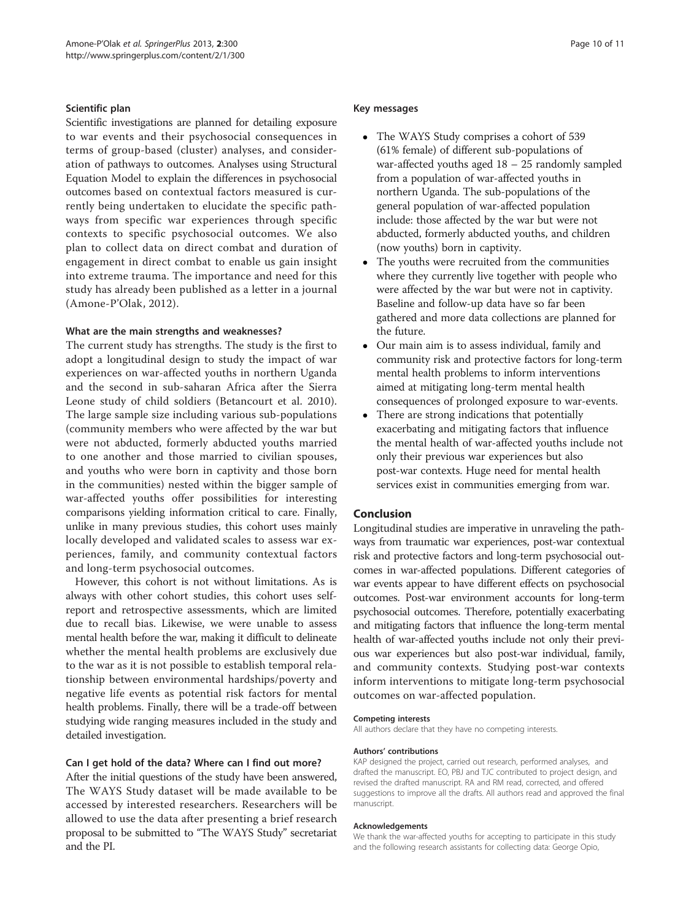### Scientific plan

Scientific investigations are planned for detailing exposure to war events and their psychosocial consequences in terms of group-based (cluster) analyses, and consideration of pathways to outcomes. Analyses using Structural Equation Model to explain the differences in psychosocial outcomes based on contextual factors measured is currently being undertaken to elucidate the specific pathways from specific war experiences through specific contexts to specific psychosocial outcomes. We also plan to collect data on direct combat and duration of engagement in direct combat to enable us gain insight into extreme trauma. The importance and need for this study has already been published as a letter in a journal (Amone-P'Olak, 2012).

### What are the main strengths and weaknesses?

The current study has strengths. The study is the first to adopt a longitudinal design to study the impact of war experiences on war-affected youths in northern Uganda and the second in sub-saharan Africa after the Sierra Leone study of child soldiers (Betancourt et al. 2010). The large sample size including various sub-populations (community members who were affected by the war but were not abducted, formerly abducted youths married to one another and those married to civilian spouses, and youths who were born in captivity and those born in the communities) nested within the bigger sample of war-affected youths offer possibilities for interesting comparisons yielding information critical to care. Finally, unlike in many previous studies, this cohort uses mainly locally developed and validated scales to assess war experiences, family, and community contextual factors and long-term psychosocial outcomes.

However, this cohort is not without limitations. As is always with other cohort studies, this cohort uses self-report and retrospective assessments, which are limited due to recall bias. Likewise, we were unable to assess mental health before the war, making it difficult to delineate whether the mental health problems are exclusively due to the war as it is not possible to establish temporal relationship between environmental hardships/poverty and negative life events as potential risk factors for mental health problems. Finally, there will be a trade-off between studying wide ranging measures included in the study and detailed investigation.

### Can I get hold of the data? Where can I find out more?

After the initial questions of the study have been answered, The WAYS Study dataset will be made available to be accessed by interested researchers. Researchers will be allowed to use the data after presenting a brief research proposal to be submitted to "The WAYS Study" secretariat and the PI.

### Key messages

- The WAYS Study comprises a cohort of 539 (61% female) of different sub-populations of war-affected youths aged 18 – 25 randomly sampled from a population of war-affected youths in northern Uganda. The sub-populations of the general population of war-affected population include: those affected by the war but were not abducted, formerly abducted youths, and children (now youths) born in captivity.
- The youths were recruited from the communities where they currently live together with people who were affected by the war but were not in captivity. Baseline and follow-up data have so far been gathered and more data collections are planned for the future.
- Our main aim is to assess individual, family and community risk and protective factors for long-term mental health problems to inform interventions aimed at mitigating long-term mental health consequences of prolonged exposure to war-events.
- There are strong indications that potentially exacerbating and mitigating factors that influence the mental health of war-affected youths include not only their previous war experiences but also post-war contexts. Huge need for mental health services exist in communities emerging from war.

## Conclusion

Longitudinal studies are imperative in unraveling the pathways from traumatic war experiences, post-war contextual risk and protective factors and long-term psychosocial outcomes in war-affected populations. Different categories of war events appear to have different effects on psychosocial outcomes. Post-war environment accounts for long-term psychosocial outcomes. Therefore, potentially exacerbating and mitigating factors that influence the long-term mental health of war-affected youths include not only their previous war experiences but also post-war individual, family, and community contexts. Studying post-war contexts inform interventions to mitigate long-term psychosocial outcomes on war-affected population.

#### Competing interests

All authors declare that they have no competing interests.

#### Authors' contributions

KAP designed the project, carried out research, performed analyses, and drafted the manuscript. EO, PBJ and TJC contributed to project design, and revised the drafted manuscript. RA and RM read, corrected, and offered suggestions to improve all the drafts. All authors read and approved the final manuscript.

#### Acknowledgements

We thank the war-affected youths for accepting to participate in this study and the following research assistants for collecting data: George Opio,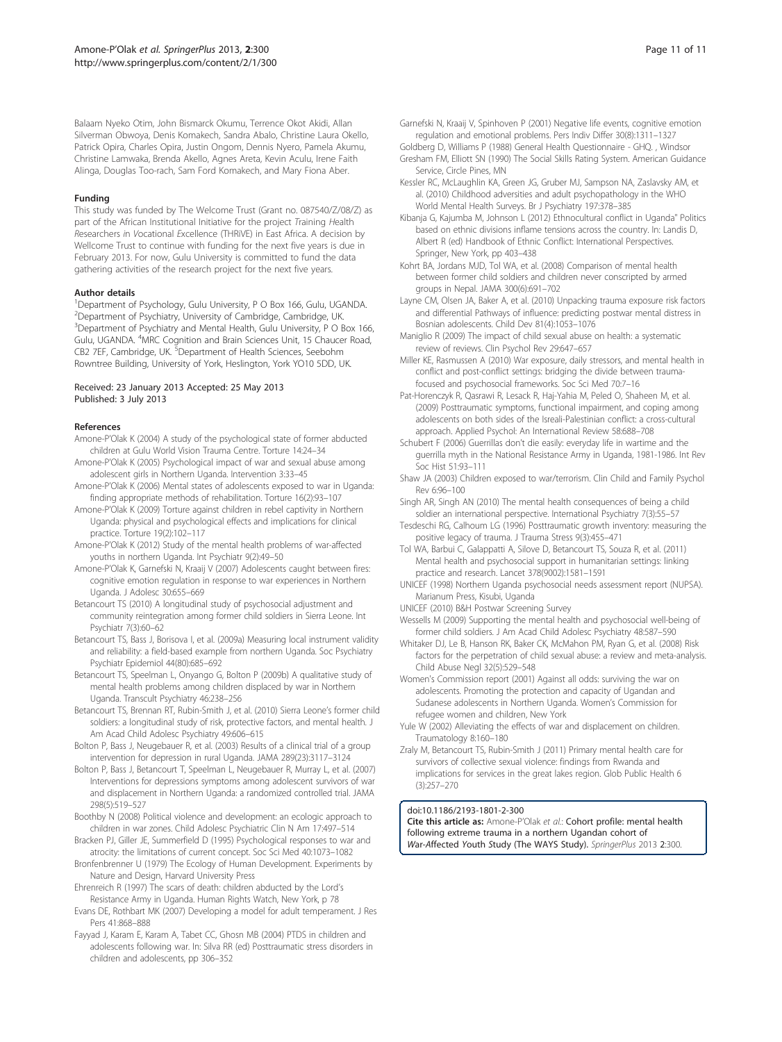Balaam Nyeko Otim, John Bismarck Okumu, Terrence Okot Akidi, Allan Silverman Obwoya, Denis Komakech, Sandra Abalo, Christine Laura Okello, Patrick Opira, Charles Opira, Justin Ongom, Dennis Nyero, Pamela Akumu, Christine Lamwaka, Brenda Akello, Agnes Areta, Kevin Aculu, Irene Faith Alinga, Douglas Too-rach, Sam Ford Komakech, and Mary Fiona Aber.

#### Funding

This study was funded by The Welcome Trust (Grant no. 087540/Z/08/Z) as part of the African Institutional Initiative for the project *T*raining *H*ealth *R*esearchers *i*n *V*ocational *E*xcellence (THRiVE) in East Africa. A decision by Wellcome Trust to continue with funding for the next five years is due in February 2013. For now, Gulu University is committed to fund the data gathering activities of the research project for the next five years.

#### Author details

[1]Department of Psychology, Gulu University, P O Box 166, Gulu, UGANDA. [2]Department of Psychiatry, University of Cambridge, Cambridge, UK. [3]Department of Psychiatry and Mental Health, Gulu University, P O Box 166, Gulu, UGANDA. [4]MRC Cognition and Brain Sciences Unit, 15 Chaucer Road, CB2 7EF, Cambridge, UK. [5]Department of Health Sciences, Seebohm Rowntree Building, University of York, Heslington, York YO10 5DD, UK.

Received: 23 January 2013 Accepted: 25 May 2013
Published: 3 July 2013

#### References

Amone-P'Olak K (2004) A study of the psychological state of former abducted children at Gulu World Vision Trauma Centre. Torture 14:24–34

Amone-P'Olak K (2005) Psychological impact of war and sexual abuse among adolescent girls in Northern Uganda. Intervention 3:33–45

Amone-P'Olak K (2006) Mental states of adolescents exposed to war in Uganda: finding appropriate methods of rehabilitation. Torture 16(2):93–107

Amone-P'Olak K (2009) Torture against children in rebel captivity in Northern Uganda: physical and psychological effects and implications for clinical practice. Torture 19(2):102–117

Amone-P'Olak K (2012) Study of the mental health problems of war-affected youths in northern Uganda. Int Psychiatr 9(2):49–50

Amone-P'Olak K, Garnefski N, Kraaij V (2007) Adolescents caught between fires: cognitive emotion regulation in response to war experiences in Northern Uganda. J Adolesc 30:655–669

Betancourt TS (2010) A longitudinal study of psychosocial adjustment and community reintegration among former child soldiers in Sierra Leone. Int Psychiatr 7(3):60–62

Betancourt TS, Bass J, Borisova I, et al. (2009a) Measuring local instrument validity and reliability: a field-based example from northern Uganda. Soc Psychiatry Psychiatr Epidemiol 44(80):685–692

Betancourt TS, Speelman L, Onyango G, Bolton P (2009b) A qualitative study of mental health problems among children displaced by war in Northern Uganda. Transcult Psychiatry 46:238–256

Betancourt TS, Brennan RT, Rubin-Smith J, et al. (2010) Sierra Leone's former child soldiers: a longitudinal study of risk, protective factors, and mental health. J Am Acad Child Adolesc Psychiatry 49:606–615

Bolton P, Bass J, Neugebauer R, et al. (2003) Results of a clinical trial of a group intervention for depression in rural Uganda. JAMA 289(23):3117–3124

Bolton P, Bass J, Betancourt T, Speelman L, Neugebauer R, Murray L, et al. (2007) Interventions for depressions symptoms among adolescent survivors of war and displacement in Northern Uganda: a randomized controlled trial. JAMA 298(5):519–527

Boothby N (2008) Political violence and development: an ecologic approach to children in war zones. Child Adolesc Psychiatric Clin N Am 17:497–514

Bracken PJ, Giller JE, Summerfield D (1995) Psychological responses to war and atrocity: the limitations of current concept. Soc Sci Med 40:1073–1082

Bronfenbrenner U (1979) The Ecology of Human Development. Experiments by Nature and Design, Harvard University Press

Ehrenreich R (1997) The scars of death: children abducted by the Lord's Resistance Army in Uganda. Human Rights Watch, New York, p 78

Evans DE, Rothbart MK (2007) Developing a model for adult temperament. J Res Pers 41:868–888

Fayyad J, Karam E, Karam A, Tabet CC, Ghosn MB (2004) PTDS in children and adolescents following war. In: Silva RR (ed) Posttraumatic stress disorders in children and adolescents, pp 306–352

Garnefski N, Kraaij V, Spinhoven P (2001) Negative life events, cognitive emotion regulation and emotional problems. Pers Indiv Differ 30(8):1311–1327

Goldberg D, Williams P (1988) General Health Questionnaire - GHQ. , Windsor

Gresham FM, Elliott SN (1990) The Social Skills Rating System. American Guidance Service, Circle Pines, MN

Kessler RC, McLaughlin KA, Green JG, Gruber MJ, Sampson NA, Zaslavsky AM, et al. (2010) Childhood adversities and adult psychopathology in the WHO World Mental Health Surveys. Br J Psychiatry 197:378–385

Kibanja G, Kajumba M, Johnson L (2012) Ethnocultural conflict in Uganda" Politics based on ethnic divisions inflame tensions across the country. In: Landis D, Albert R (ed) Handbook of Ethnic Conflict: International Perspectives. Springer, New York, pp 403–438

Kohrt BA, Jordans MJD, Tol WA, et al. (2008) Comparison of mental health between former child soldiers and children never conscripted by armed groups in Nepal. JAMA 300(6):691–702

Layne CM, Olsen JA, Baker A, et al. (2010) Unpacking trauma exposure risk factors and differential Pathways of influence: predicting postwar mental distress in Bosnian adolescents. Child Dev 81(4):1053–1076

Maniglio R (2009) The impact of child sexual abuse on health: a systematic review of reviews. Clin Psychol Rev 29:647–657

Miller KE, Rasmussen A (2010) War exposure, daily stressors, and mental health in conflict and post-conflict settings: bridging the divide between trauma-focused and psychosocial frameworks. Soc Sci Med 70:7–16

Pat-Horenczyk R, Qasrawi R, Lesack R, Haj-Yahia M, Peled O, Shaheen M, et al. (2009) Posttraumatic symptoms, functional impairment, and coping among adolescents on both sides of the Isreali-Palestinian conflict: a cross-cultural approach. Applied Psychol: An International Review 58:688–708

Schubert F (2006) Guerrillas don't die easily: everyday life in wartime and the guerrilla myth in the National Resistance Army in Uganda, 1981-1986. Int Rev Soc Hist 51:93–111

Shaw JA (2003) Children exposed to war/terrorism. Clin Child and Family Psychol Rev 6:96–100

Singh AR, Singh AN (2010) The mental health consequences of being a child soldier an international perspective. International Psychiatry 7(3):55–57

Tesdeschi RG, Calhoum LG (1996) Posttraumatic growth inventory: measuring the positive legacy of trauma. J Trauma Stress 9(3):455–471

Tol WA, Barbui C, Galappatti A, Silove D, Betancourt TS, Souza R, et al. (2011) Mental health and psychosocial support in humanitarian settings: linking practice and research. Lancet 378(9002):1581–1591

UNICEF (1998) Northern Uganda psychosocial needs assessment report (NUPSA). Marianum Press, Kisubi, Uganda

UNICEF (2010) B&H Postwar Screening Survey

Wessells M (2009) Supporting the mental health and psychosocial well-being of former child soldiers. J Am Acad Child Adolesc Psychiatry 48:587–590

Whitaker DJ, Le B, Hanson RK, Baker CK, McMahon PM, Ryan G, et al. (2008) Risk factors for the perpetration of child sexual abuse: a review and meta-analysis. Child Abuse Negl 32(5):529–548

Women's Commission report (2001) Against all odds: surviving the war on adolescents. Promoting the protection and capacity of Ugandan and Sudanese adolescents in Northern Uganda. Women's Commission for refugee women and children, New York

Yule W (2002) Alleviating the effects of war and displacement on children. Traumatology 8:160–180

Zraly M, Betancourt TS, Rubin-Smith J (2011) Primary mental health care for survivors of collective sexual violence: findings from Rwanda and implications for services in the great lakes region. Glob Public Health 6 (3):257–270

doi:10.1186/2193-1801-2-300
**Cite this article as:** Amone-P'Olak *et al.*: Cohort profile: mental health following extreme trauma in a northern Ugandan cohort of *W*ar-*A*ffected *Y*outh *S*tudy (The WAYS Study). *SpringerPlus* 2013 **2**:300.